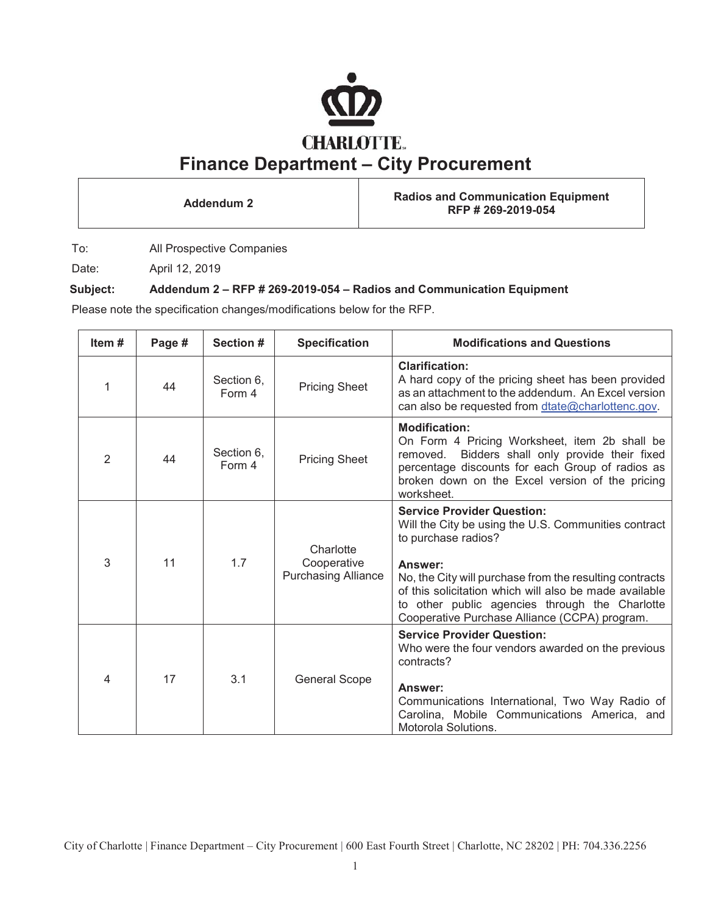# CHARLOTTE

## Finance Department – City Procurement

| Addendum 2 | Radios and Communication Equipment<br>RFP # 269-2019-054 |
|---|---|

To: All Prospective Companies

Date: April 12, 2019

**Subject: Addendum 2 – RFP # 269-2019-054 – Radios and Communication Equipment**

Please note the specification changes/modifications below for the RFP.

| Item # | Page # | Section # | Specification | Modifications and Questions |
|---|---|---|---|---|
| 1 | 44 | Section 6, Form 4 | Pricing Sheet | **Clarification:**<br>A hard copy of the pricing sheet has been provided as an attachment to the addendum. An Excel version can also be requested from dtate@charlottenc.gov. |
| 2 | 44 | Section 6, Form 4 | Pricing Sheet | **Modification:**<br>On Form 4 Pricing Worksheet, item 2b shall be removed. Bidders shall only provide their fixed percentage discounts for each Group of radios as broken down on the Excel version of the pricing worksheet. |
| 3 | 11 | 1.7 | Charlotte Cooperative Purchasing Alliance | **Service Provider Question:**<br>Will the City be using the U.S. Communities contract to purchase radios?<br><br>**Answer:**<br>No, the City will purchase from the resulting contracts of this solicitation which will also be made available to other public agencies through the Charlotte Cooperative Purchase Alliance (CCPA) program. |
| 4 | 17 | 3.1 | General Scope | **Service Provider Question:**<br>Who were the four vendors awarded on the previous contracts?<br><br>**Answer:**<br>Communications International, Two Way Radio of Carolina, Mobile Communications America, and Motorola Solutions. |

City of Charlotte | Finance Department – City Procurement | 600 East Fourth Street | Charlotte, NC 28202 | PH: 704.336.2256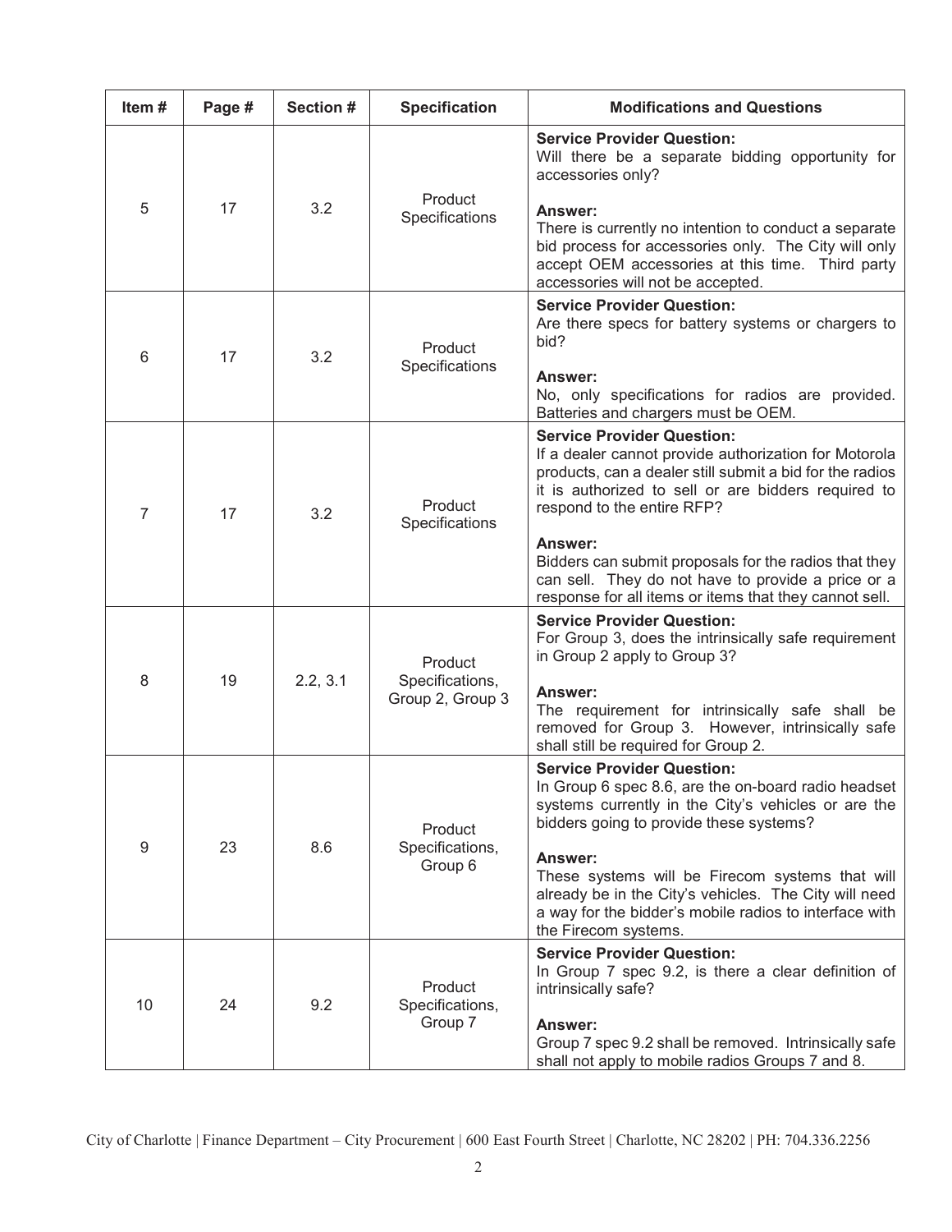| Item # | Page # | Section # | Specification | Modifications and Questions |
|---|---|---|---|---|
| 5 | 17 | 3.2 | Product Specifications | **Service Provider Question:** Will there be a separate bidding opportunity for accessories only? **Answer:** There is currently no intention to conduct a separate bid process for accessories only. The City will only accept OEM accessories at this time. Third party accessories will not be accepted. |
| 6 | 17 | 3.2 | Product Specifications | **Service Provider Question:** Are there specs for battery systems or chargers to bid? **Answer:** No, only specifications for radios are provided. Batteries and chargers must be OEM. |
| 7 | 17 | 3.2 | Product Specifications | **Service Provider Question:** If a dealer cannot provide authorization for Motorola products, can a dealer still submit a bid for the radios it is authorized to sell or are bidders required to respond to the entire RFP? **Answer:** Bidders can submit proposals for the radios that they can sell. They do not have to provide a price or a response for all items or items that they cannot sell. |
| 8 | 19 | 2.2, 3.1 | Product Specifications, Group 2, Group 3 | **Service Provider Question:** For Group 3, does the intrinsically safe requirement in Group 2 apply to Group 3? **Answer:** The requirement for intrinsically safe shall be removed for Group 3. However, intrinsically safe shall still be required for Group 2. |
| 9 | 23 | 8.6 | Product Specifications, Group 6 | **Service Provider Question:** In Group 6 spec 8.6, are the on-board radio headset systems currently in the City's vehicles or are the bidders going to provide these systems? **Answer:** These systems will be Firecom systems that will already be in the City's vehicles. The City will need a way for the bidder's mobile radios to interface with the Firecom systems. |
| 10 | 24 | 9.2 | Product Specifications, Group 7 | **Service Provider Question:** In Group 7 spec 9.2, is there a clear definition of intrinsically safe? **Answer:** Group 7 spec 9.2 shall be removed. Intrinsically safe shall not apply to mobile radios Groups 7 and 8. |

City of Charlotte | Finance Department – City Procurement | 600 East Fourth Street | Charlotte, NC 28202 | PH: 704.336.2256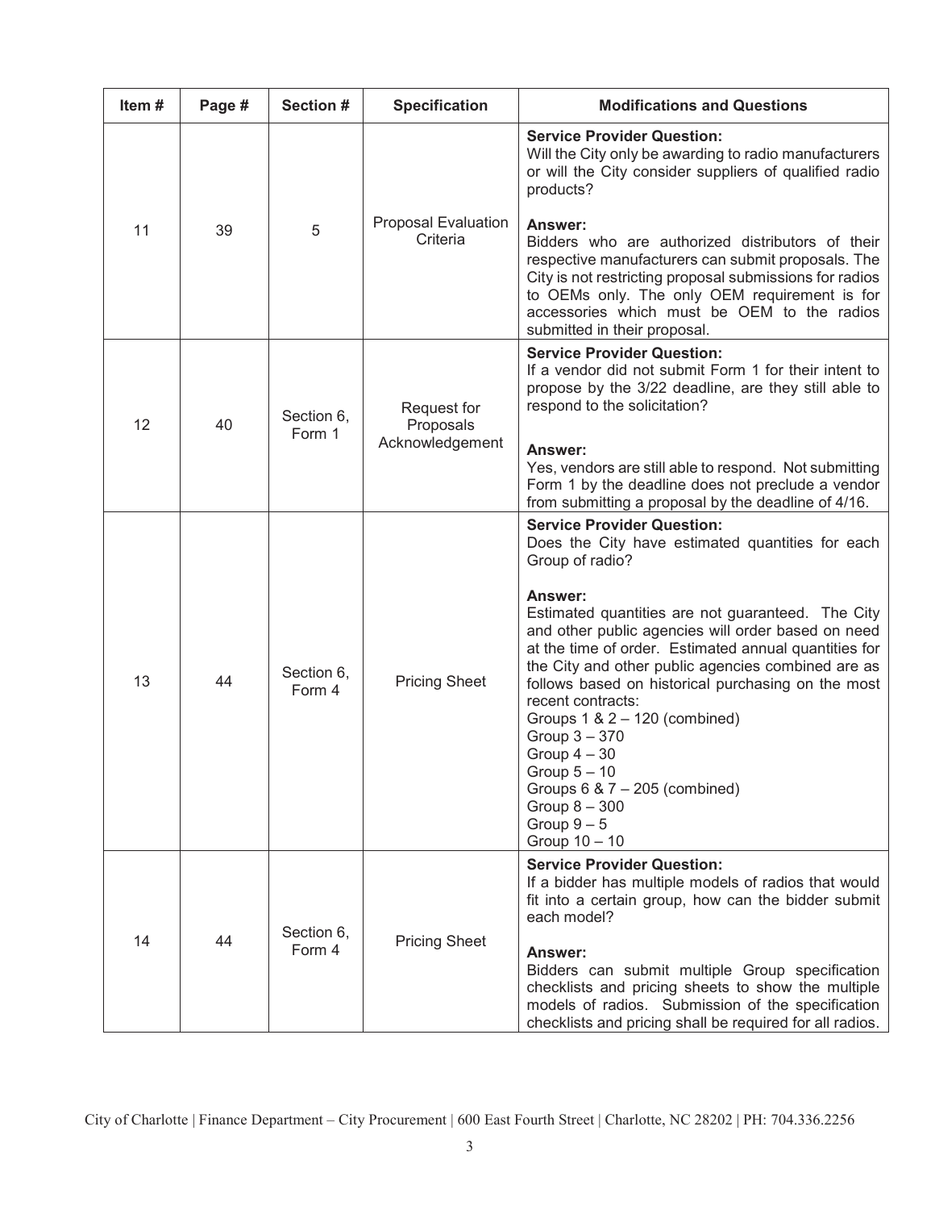| Item # | Page # | Section # | Specification | Modifications and Questions |
|---|---|---|---|---|
| 11 | 39 | 5 | Proposal Evaluation Criteria | **Service Provider Question:**<br>Will the City only be awarding to radio manufacturers or will the City consider suppliers of qualified radio products?<br><br>**Answer:**<br>Bidders who are authorized distributors of their respective manufacturers can submit proposals. The City is not restricting proposal submissions for radios to OEMs only. The only OEM requirement is for accessories which must be OEM to the radios submitted in their proposal. |
| 12 | 40 | Section 6, Form 1 | Request for Proposals Acknowledgement | **Service Provider Question:**<br>If a vendor did not submit Form 1 for their intent to propose by the 3/22 deadline, are they still able to respond to the solicitation?<br><br>**Answer:**<br>Yes, vendors are still able to respond. Not submitting Form 1 by the deadline does not preclude a vendor from submitting a proposal by the deadline of 4/16. |
| 13 | 44 | Section 6, Form 4 | Pricing Sheet | **Service Provider Question:**<br>Does the City have estimated quantities for each Group of radio?<br><br>**Answer:**<br>Estimated quantities are not guaranteed. The City and other public agencies will order based on need at the time of order. Estimated annual quantities for the City and other public agencies combined are as follows based on historical purchasing on the most recent contracts:<br>Groups 1 & 2 – 120 (combined)<br>Group 3 – 370<br>Group 4 – 30<br>Group 5 – 10<br>Groups 6 & 7 – 205 (combined)<br>Group 8 – 300<br>Group 9 – 5<br>Group 10 – 10 |
| 14 | 44 | Section 6, Form 4 | Pricing Sheet | **Service Provider Question:**<br>If a bidder has multiple models of radios that would fit into a certain group, how can the bidder submit each model?<br><br>**Answer:**<br>Bidders can submit multiple Group specification checklists and pricing sheets to show the multiple models of radios. Submission of the specification checklists and pricing shall be required for all radios. |

City of Charlotte | Finance Department – City Procurement | 600 East Fourth Street | Charlotte, NC 28202 | PH: 704.336.2256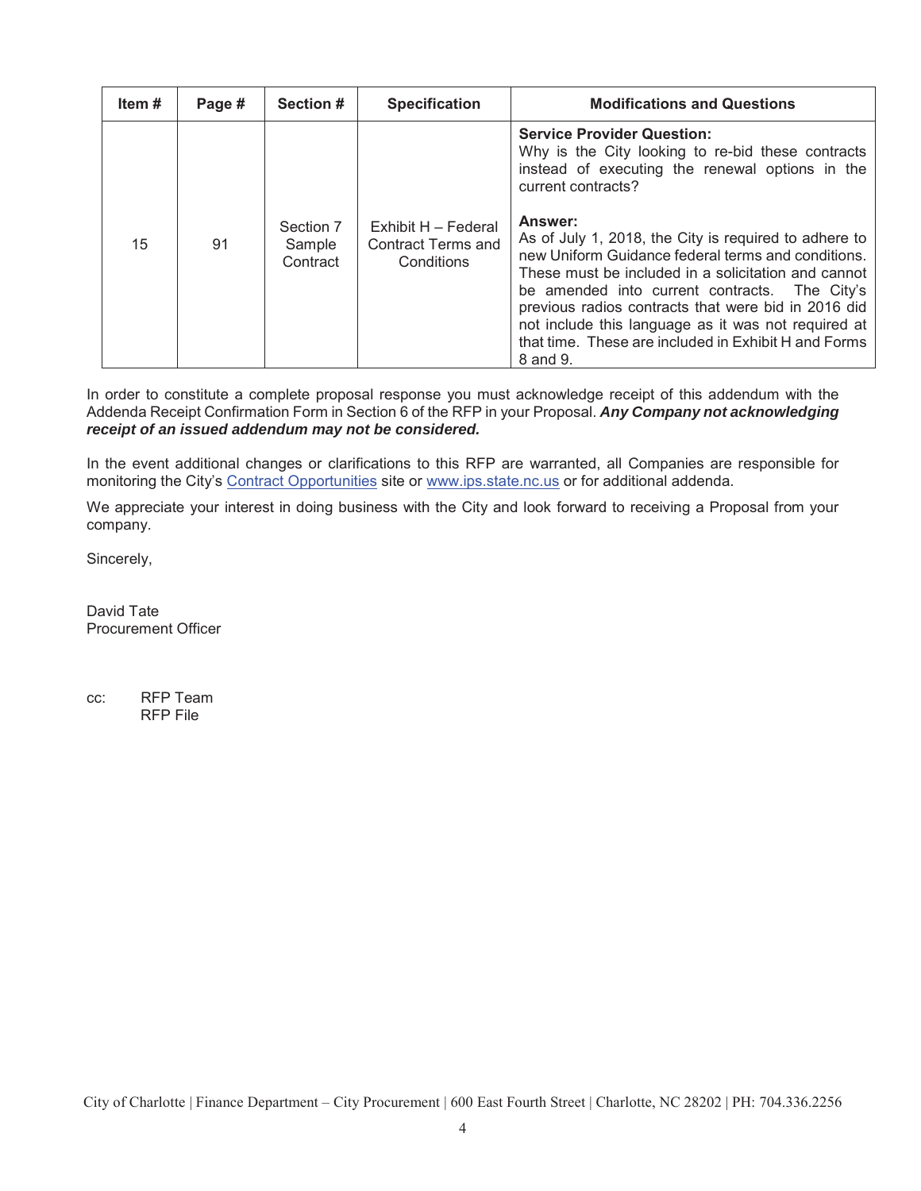| Item # | Page # | Section # | Specification | Modifications and Questions |
|---|---|---|---|---|
| 15 | 91 | Section 7 Sample Contract | Exhibit H – Federal Contract Terms and Conditions | **Service Provider Question:** Why is the City looking to re-bid these contracts instead of executing the renewal options in the current contracts? <br><br> **Answer:** As of July 1, 2018, the City is required to adhere to new Uniform Guidance federal terms and conditions. These must be included in a solicitation and cannot be amended into current contracts. The City's previous radios contracts that were bid in 2016 did not include this language as it was not required at that time. These are included in Exhibit H and Forms 8 and 9. |

In order to constitute a complete proposal response you must acknowledge receipt of this addendum with the Addenda Receipt Confirmation Form in Section 6 of the RFP in your Proposal. ***Any Company not acknowledging receipt of an issued addendum may not be considered.***

In the event additional changes or clarifications to this RFP are warranted, all Companies are responsible for monitoring the City's Contract Opportunities site or www.ips.state.nc.us or for additional addenda.

We appreciate your interest in doing business with the City and look forward to receiving a Proposal from your company.

Sincerely,

David Tate
Procurement Officer

cc: RFP Team
RFP File

City of Charlotte | Finance Department – City Procurement | 600 East Fourth Street | Charlotte, NC 28202 | PH: 704.336.2256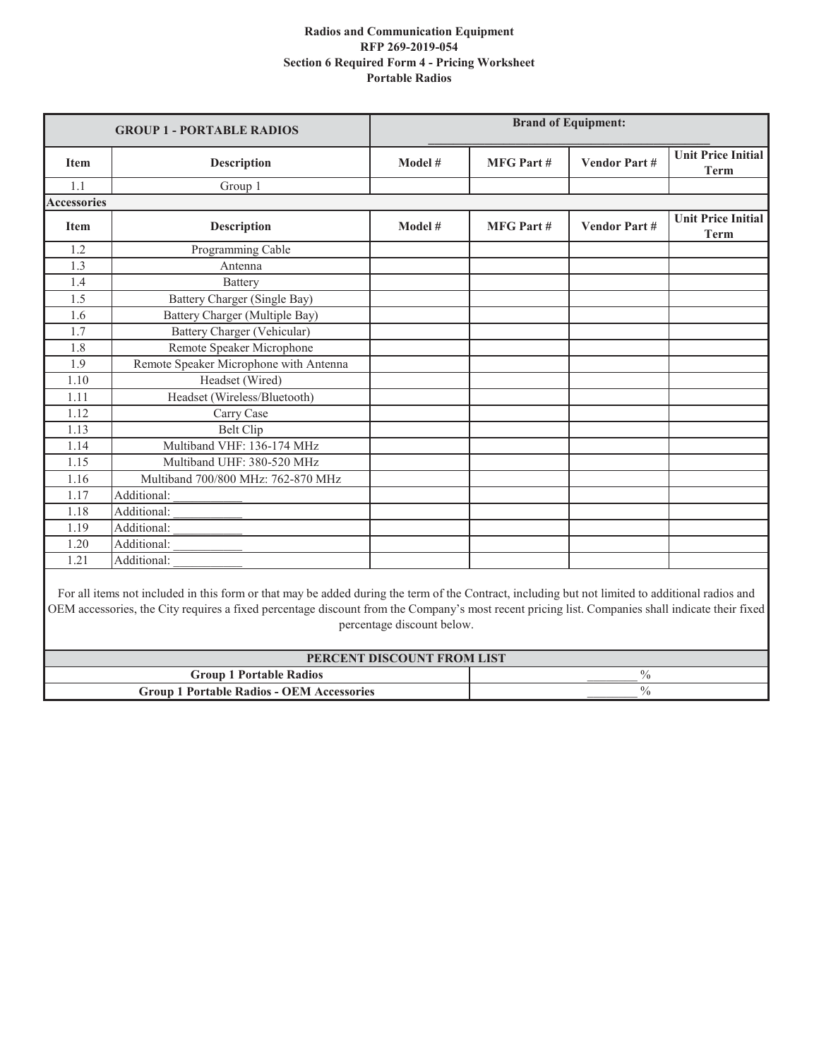**Radios and Communication Equipment**
**RFP 269-2019-054**
**Section 6 Required Form 4 - Pricing Worksheet**
**Portable Radios**

| GROUP 1 - PORTABLE RADIOS | | Brand of Equipment: ______________________________ | | | |
|---|---|---|---|---|---|
| **Item** | **Description** | **Model #** | **MFG Part #** | **Vendor Part #** | **Unit Price Initial Term** |
| 1.1 | Group 1 | | | | |
| **Accessories** | | | | | |
| **Item** | **Description** | **Model #** | **MFG Part #** | **Vendor Part #** | **Unit Price Initial Term** |
| 1.2 | Programming Cable | | | | |
| 1.3 | Antenna | | | | |
| 1.4 | Battery | | | | |
| 1.5 | Battery Charger (Single Bay) | | | | |
| 1.6 | Battery Charger (Multiple Bay) | | | | |
| 1.7 | Battery Charger (Vehicular) | | | | |
| 1.8 | Remote Speaker Microphone | | | | |
| 1.9 | Remote Speaker Microphone with Antenna | | | | |
| 1.10 | Headset (Wired) | | | | |
| 1.11 | Headset (Wireless/Bluetooth) | | | | |
| 1.12 | Carry Case | | | | |
| 1.13 | Belt Clip | | | | |
| 1.14 | Multiband VHF: 136-174 MHz | | | | |
| 1.15 | Multiband UHF: 380-520 MHz | | | | |
| 1.16 | Multiband 700/800 MHz: 762-870 MHz | | | | |
| 1.17 | Additional: ___________ | | | | |
| 1.18 | Additional: ___________ | | | | |
| 1.19 | Additional: ___________ | | | | |
| 1.20 | Additional: ___________ | | | | |
| 1.21 | Additional: ___________ | | | | |

For all items not included in this form or that may be added during the term of the Contract, including but not limited to additional radios and OEM accessories, the City requires a fixed percentage discount from the Company's most recent pricing list. Companies shall indicate their fixed percentage discount below.

| PERCENT DISCOUNT FROM LIST | |
|---|---|
| **Group 1 Portable Radios** | ________ % |
| **Group 1 Portable Radios - OEM Accessories** | ________ % |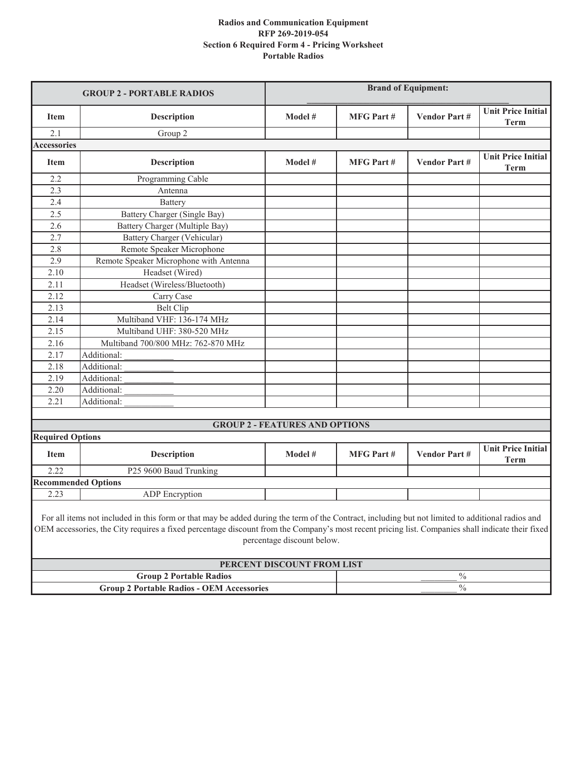**Radios and Communication Equipment**
**RFP 269-2019-054**
**Section 6 Required Form 4 - Pricing Worksheet**
**Portable Radios**

| GROUP 2 - PORTABLE RADIOS | | Brand of Equipment: ____________________ | | | |
|---|---|---|---|---|---|
| **Item** | **Description** | **Model #** | **MFG Part #** | **Vendor Part #** | **Unit Price Initial Term** |
| 2.1 | Group 2 | | | | |
| **Accessories** | | | | | |
| **Item** | **Description** | **Model #** | **MFG Part #** | **Vendor Part #** | **Unit Price Initial Term** |
| 2.2 | Programming Cable | | | | |
| 2.3 | Antenna | | | | |
| 2.4 | Battery | | | | |
| 2.5 | Battery Charger (Single Bay) | | | | |
| 2.6 | Battery Charger (Multiple Bay) | | | | |
| 2.7 | Battery Charger (Vehicular) | | | | |
| 2.8 | Remote Speaker Microphone | | | | |
| 2.9 | Remote Speaker Microphone with Antenna | | | | |
| 2.10 | Headset (Wired) | | | | |
| 2.11 | Headset (Wireless/Bluetooth) | | | | |
| 2.12 | Carry Case | | | | |
| 2.13 | Belt Clip | | | | |
| 2.14 | Multiband VHF: 136-174 MHz | | | | |
| 2.15 | Multiband UHF: 380-520 MHz | | | | |
| 2.16 | Multiband 700/800 MHz: 762-870 MHz | | | | |
| 2.17 | Additional: ___________ | | | | |
| 2.18 | Additional: ___________ | | | | |
| 2.19 | Additional: ___________ | | | | |
| 2.20 | Additional: ___________ | | | | |
| 2.21 | Additional: ___________ | | | | |

| GROUP 2 - FEATURES AND OPTIONS | | | | | |
|---|---|---|---|---|---|
| **Required Options** | | | | | |
| **Item** | **Description** | **Model #** | **MFG Part #** | **Vendor Part #** | **Unit Price Initial Term** |
| 2.22 | P25 9600 Baud Trunking | | | | |
| **Recommended Options** | | | | | |
| 2.23 | ADP Encryption | | | | |

For all items not included in this form or that may be added during the term of the Contract, including but not limited to additional radios and OEM accessories, the City requires a fixed percentage discount from the Company's most recent pricing list. Companies shall indicate their fixed percentage discount below.

| PERCENT DISCOUNT FROM LIST | |
|---|---|
| **Group 2 Portable Radios** | ________ % |
| **Group 2 Portable Radios - OEM Accessories** | ________ % |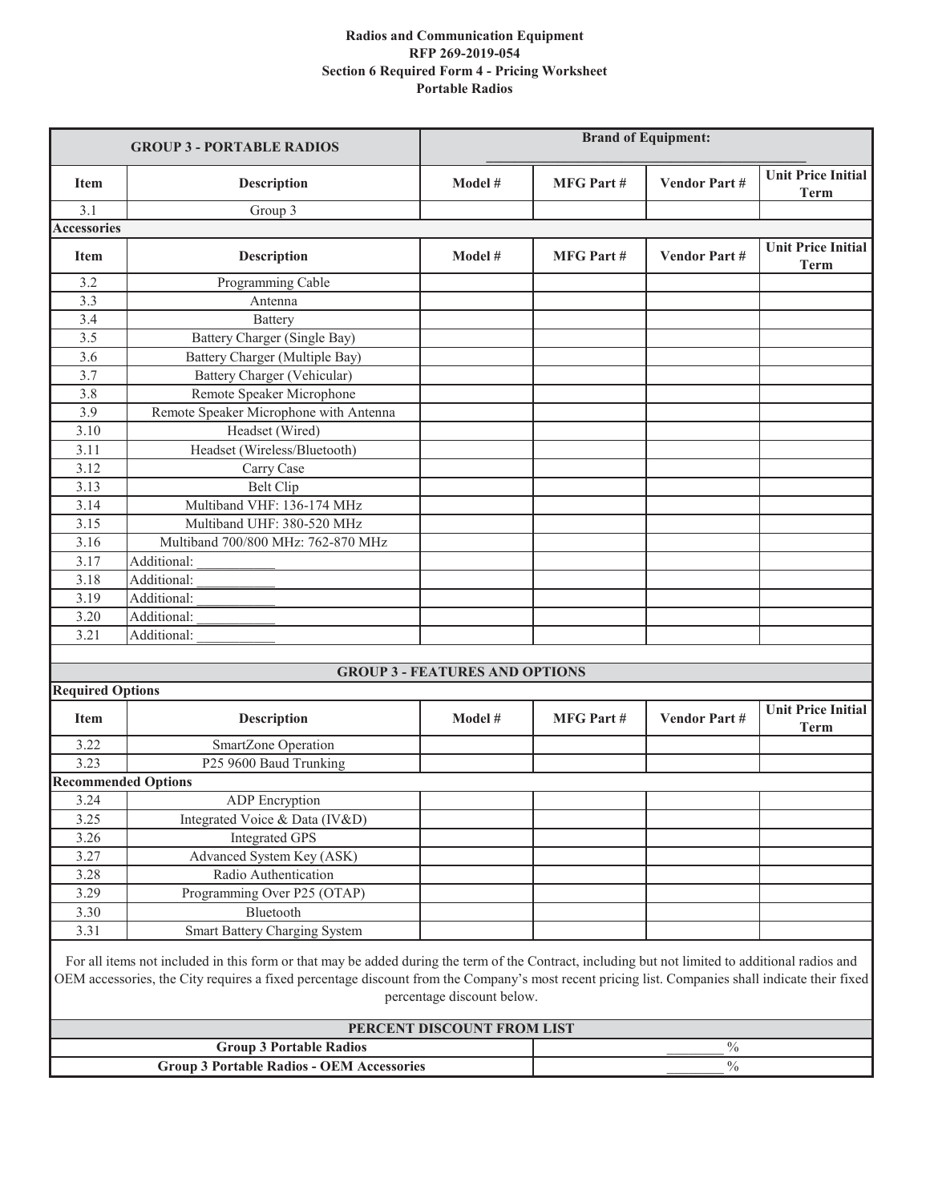**Radios and Communication Equipment**
**RFP 269-2019-054**
**Section 6 Required Form 4 - Pricing Worksheet**
**Portable Radios**

| GROUP 3 - PORTABLE RADIOS | | Brand of Equipment: _______________ | | | |
|---|---|---|---|---|---|
| **Item** | **Description** | **Model #** | **MFG Part #** | **Vendor Part #** | **Unit Price Initial Term** |
| 3.1 | Group 3 | | | | |
| **Accessories** | | | | | |
| **Item** | **Description** | **Model #** | **MFG Part #** | **Vendor Part #** | **Unit Price Initial Term** |
| 3.2 | Programming Cable | | | | |
| 3.3 | Antenna | | | | |
| 3.4 | Battery | | | | |
| 3.5 | Battery Charger (Single Bay) | | | | |
| 3.6 | Battery Charger (Multiple Bay) | | | | |
| 3.7 | Battery Charger (Vehicular) | | | | |
| 3.8 | Remote Speaker Microphone | | | | |
| 3.9 | Remote Speaker Microphone with Antenna | | | | |
| 3.10 | Headset (Wired) | | | | |
| 3.11 | Headset (Wireless/Bluetooth) | | | | |
| 3.12 | Carry Case | | | | |
| 3.13 | Belt Clip | | | | |
| 3.14 | Multiband VHF: 136-174 MHz | | | | |
| 3.15 | Multiband UHF: 380-520 MHz | | | | |
| 3.16 | Multiband 700/800 MHz: 762-870 MHz | | | | |
| 3.17 | Additional: ___________ | | | | |
| 3.18 | Additional: ___________ | | | | |
| 3.19 | Additional: ___________ | | | | |
| 3.20 | Additional: ___________ | | | | |
| 3.21 | Additional: ___________ | | | | |

| GROUP 3 - FEATURES AND OPTIONS | | | | | |
|---|---|---|---|---|---|
| **Required Options** | | | | | |
| **Item** | **Description** | **Model #** | **MFG Part #** | **Vendor Part #** | **Unit Price Initial Term** |
| 3.22 | SmartZone Operation | | | | |
| 3.23 | P25 9600 Baud Trunking | | | | |
| **Recommended Options** | | | | | |
| 3.24 | ADP Encryption | | | | |
| 3.25 | Integrated Voice & Data (IV&D) | | | | |
| 3.26 | Integrated GPS | | | | |
| 3.27 | Advanced System Key (ASK) | | | | |
| 3.28 | Radio Authentication | | | | |
| 3.29 | Programming Over P25 (OTAP) | | | | |
| 3.30 | Bluetooth | | | | |
| 3.31 | Smart Battery Charging System | | | | |

For all items not included in this form or that may be added during the term of the Contract, including but not limited to additional radios and OEM accessories, the City requires a fixed percentage discount from the Company's most recent pricing list. Companies shall indicate their fixed percentage discount below.

| PERCENT DISCOUNT FROM LIST | |
|---|---|
| **Group 3 Portable Radios** | ________ % |
| **Group 3 Portable Radios - OEM Accessories** | ________ % |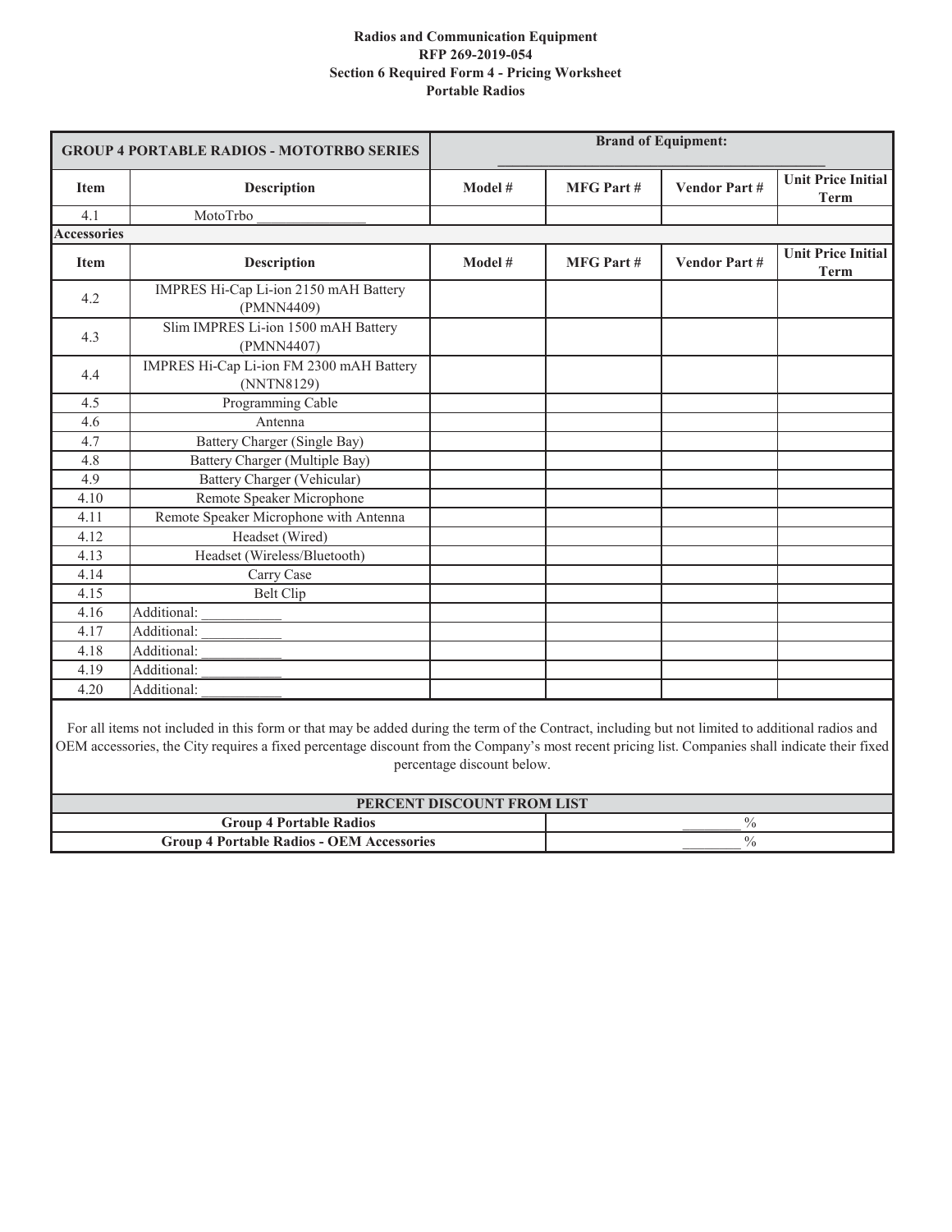**Radios and Communication Equipment**
**RFP 269-2019-054**
**Section 6 Required Form 4 - Pricing Worksheet**
**Portable Radios**

| GROUP 4 PORTABLE RADIOS - MOTOTRBO SERIES | | Brand of Equipment: ______________________ | | | |
|---|---|---|---|---|---|
| **Item** | **Description** | **Model #** | **MFG Part #** | **Vendor Part #** | **Unit Price Initial Term** |
| 4.1 | MotoTrbo _______________ | | | | |
| **Accessories** | | | | | |
| **Item** | **Description** | **Model #** | **MFG Part #** | **Vendor Part #** | **Unit Price Initial Term** |
| 4.2 | IMPRES Hi-Cap Li-ion 2150 mAH Battery (PMNN4409) | | | | |
| 4.3 | Slim IMPRES Li-ion 1500 mAH Battery (PMNN4407) | | | | |
| 4.4 | IMPRES Hi-Cap Li-ion FM 2300 mAH Battery (NNTN8129) | | | | |
| 4.5 | Programming Cable | | | | |
| 4.6 | Antenna | | | | |
| 4.7 | Battery Charger (Single Bay) | | | | |
| 4.8 | Battery Charger (Multiple Bay) | | | | |
| 4.9 | Battery Charger (Vehicular) | | | | |
| 4.10 | Remote Speaker Microphone | | | | |
| 4.11 | Remote Speaker Microphone with Antenna | | | | |
| 4.12 | Headset (Wired) | | | | |
| 4.13 | Headset (Wireless/Bluetooth) | | | | |
| 4.14 | Carry Case | | | | |
| 4.15 | Belt Clip | | | | |
| 4.16 | Additional: ___________ | | | | |
| 4.17 | Additional: ___________ | | | | |
| 4.18 | Additional: ___________ | | | | |
| 4.19 | Additional: ___________ | | | | |
| 4.20 | Additional: ___________ | | | | |

For all items not included in this form or that may be added during the term of the Contract, including but not limited to additional radios and OEM accessories, the City requires a fixed percentage discount from the Company's most recent pricing list. Companies shall indicate their fixed percentage discount below.

| PERCENT DISCOUNT FROM LIST | |
|---|---|
| **Group 4 Portable Radios** | ________ % |
| **Group 4 Portable Radios - OEM Accessories** | ________ % |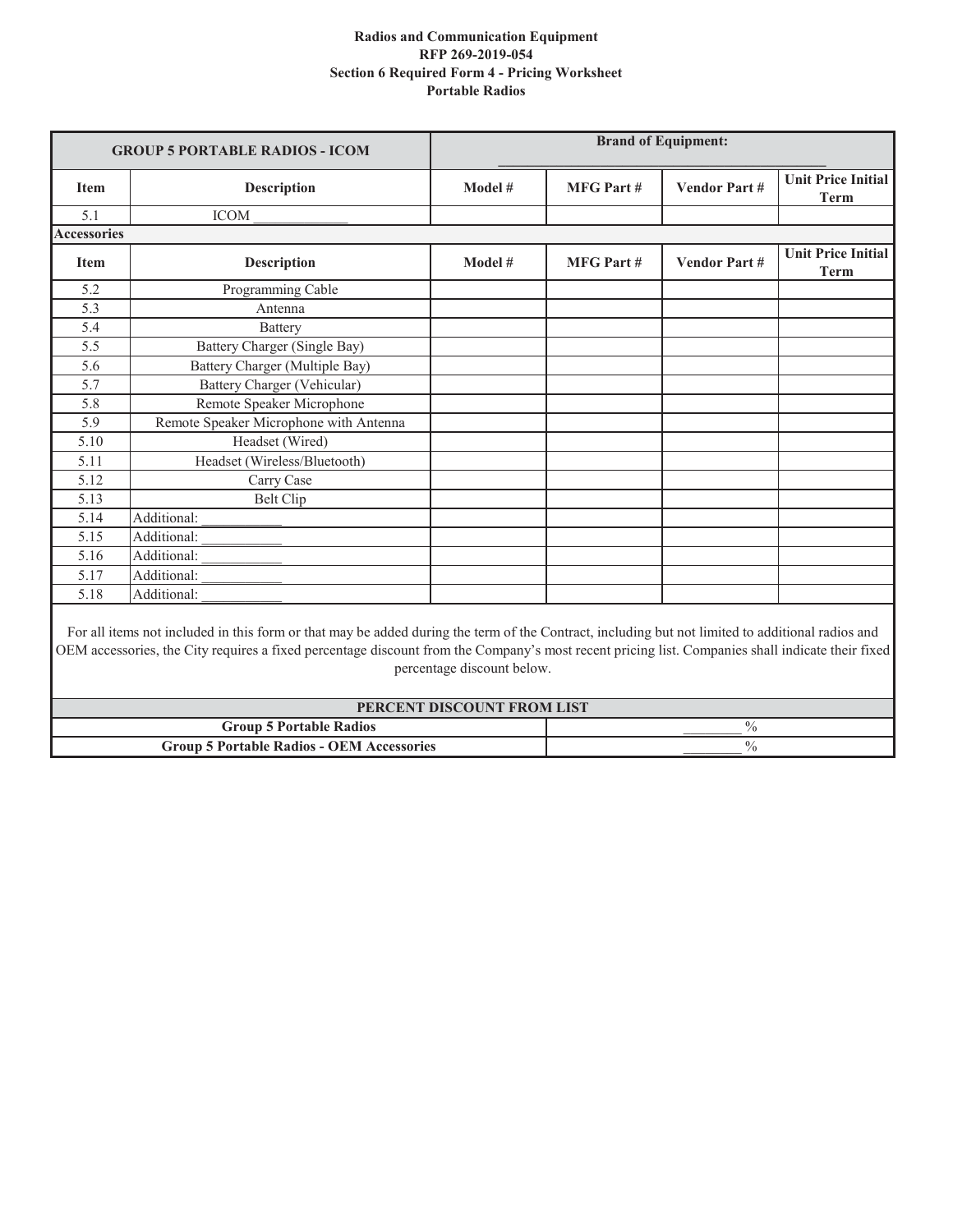**Radios and Communication Equipment**
**RFP 269-2019-054**
**Section 6 Required Form 4 - Pricing Worksheet**
**Portable Radios**

| GROUP 5 PORTABLE RADIOS - ICOM | | Brand of Equipment: ______________________ | | | |
|---|---|---|---|---|---|
| **Item** | **Description** | **Model #** | **MFG Part #** | **Vendor Part #** | **Unit Price Initial Term** |
| 5.1 | ICOM ____________ | | | | |
| **Accessories** | | | | | |
| **Item** | **Description** | **Model #** | **MFG Part #** | **Vendor Part #** | **Unit Price Initial Term** |
| 5.2 | Programming Cable | | | | |
| 5.3 | Antenna | | | | |
| 5.4 | Battery | | | | |
| 5.5 | Battery Charger (Single Bay) | | | | |
| 5.6 | Battery Charger (Multiple Bay) | | | | |
| 5.7 | Battery Charger (Vehicular) | | | | |
| 5.8 | Remote Speaker Microphone | | | | |
| 5.9 | Remote Speaker Microphone with Antenna | | | | |
| 5.10 | Headset (Wired) | | | | |
| 5.11 | Headset (Wireless/Bluetooth) | | | | |
| 5.12 | Carry Case | | | | |
| 5.13 | Belt Clip | | | | |
| 5.14 | Additional: __________ | | | | |
| 5.15 | Additional: __________ | | | | |
| 5.16 | Additional: __________ | | | | |
| 5.17 | Additional: __________ | | | | |
| 5.18 | Additional: __________ | | | | |

For all items not included in this form or that may be added during the term of the Contract, including but not limited to additional radios and OEM accessories, the City requires a fixed percentage discount from the Company's most recent pricing list. Companies shall indicate their fixed percentage discount below.

| PERCENT DISCOUNT FROM LIST | |
|---|---|
| **Group 5 Portable Radios** | _______ % |
| **Group 5 Portable Radios - OEM Accessories** | _______ % |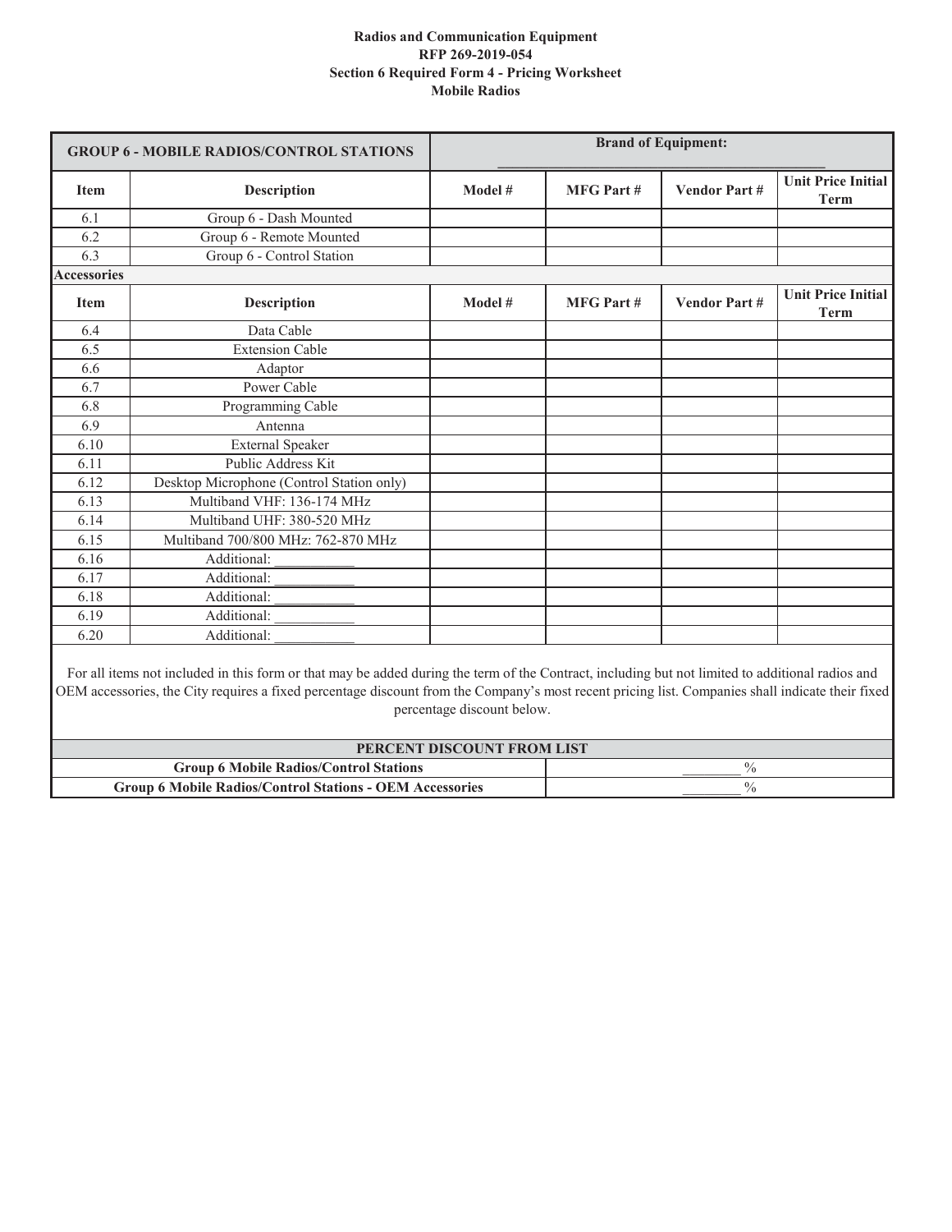**Radios and Communication Equipment**
**RFP 269-2019-054**
**Section 6 Required Form 4 - Pricing Worksheet**
**Mobile Radios**

| GROUP 6 - MOBILE RADIOS/CONTROL STATIONS | | Brand of Equipment: ______________________________ | | | |
|---|---|---|---|---|---|
| **Item** | **Description** | **Model #** | **MFG Part #** | **Vendor Part #** | **Unit Price Initial Term** |
| 6.1 | Group 6 - Dash Mounted | | | | |
| 6.2 | Group 6 - Remote Mounted | | | | |
| 6.3 | Group 6 - Control Station | | | | |
| **Accessories** | | | | | |
| **Item** | **Description** | **Model #** | **MFG Part #** | **Vendor Part #** | **Unit Price Initial Term** |
| 6.4 | Data Cable | | | | |
| 6.5 | Extension Cable | | | | |
| 6.6 | Adaptor | | | | |
| 6.7 | Power Cable | | | | |
| 6.8 | Programming Cable | | | | |
| 6.9 | Antenna | | | | |
| 6.10 | External Speaker | | | | |
| 6.11 | Public Address Kit | | | | |
| 6.12 | Desktop Microphone (Control Station only) | | | | |
| 6.13 | Multiband VHF: 136-174 MHz | | | | |
| 6.14 | Multiband UHF: 380-520 MHz | | | | |
| 6.15 | Multiband 700/800 MHz: 762-870 MHz | | | | |
| 6.16 | Additional: ___________ | | | | |
| 6.17 | Additional: ___________ | | | | |
| 6.18 | Additional: ___________ | | | | |
| 6.19 | Additional: ___________ | | | | |
| 6.20 | Additional: ___________ | | | | |

For all items not included in this form or that may be added during the term of the Contract, including but not limited to additional radios and OEM accessories, the City requires a fixed percentage discount from the Company's most recent pricing list. Companies shall indicate their fixed percentage discount below.

| PERCENT DISCOUNT FROM LIST | |
|---|---|
| **Group 6 Mobile Radios/Control Stations** | ________ % |
| **Group 6 Mobile Radios/Control Stations - OEM Accessories** | ________ % |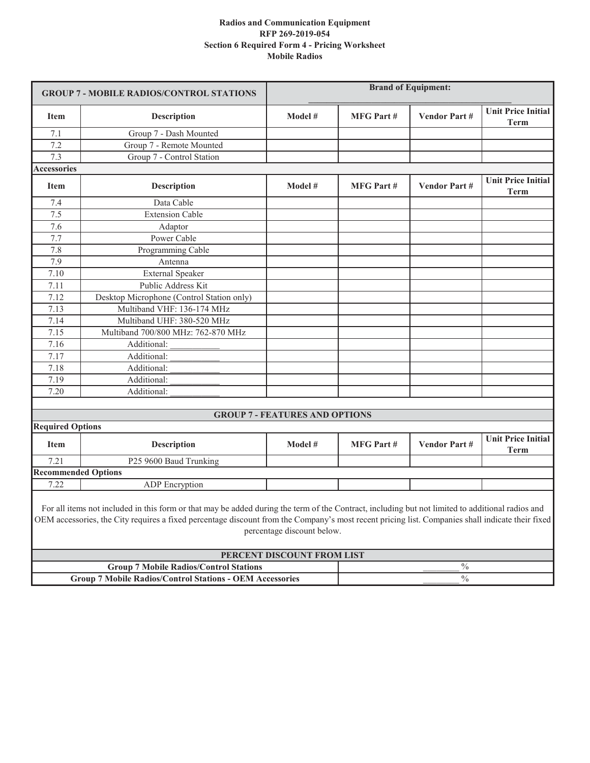**Radios and Communication Equipment**
**RFP 269-2019-054**
**Section 6 Required Form 4 - Pricing Worksheet**
**Mobile Radios**

| **GROUP 7 - MOBILE RADIOS/CONTROL STATIONS** | | **Brand of Equipment: ____________________** | | | |
|---|---|---|---|---|---|
| **Item** | **Description** | **Model #** | **MFG Part #** | **Vendor Part #** | **Unit Price Initial Term** |
| 7.1 | Group 7 - Dash Mounted | | | | |
| 7.2 | Group 7 - Remote Mounted | | | | |
| 7.3 | Group 7 - Control Station | | | | |
| **Accessories** | | | | | |
| **Item** | **Description** | **Model #** | **MFG Part #** | **Vendor Part #** | **Unit Price Initial Term** |
| 7.4 | Data Cable | | | | |
| 7.5 | Extension Cable | | | | |
| 7.6 | Adaptor | | | | |
| 7.7 | Power Cable | | | | |
| 7.8 | Programming Cable | | | | |
| 7.9 | Antenna | | | | |
| 7.10 | External Speaker | | | | |
| 7.11 | Public Address Kit | | | | |
| 7.12 | Desktop Microphone (Control Station only) | | | | |
| 7.13 | Multiband VHF: 136-174 MHz | | | | |
| 7.14 | Multiband UHF: 380-520 MHz | | | | |
| 7.15 | Multiband 700/800 MHz: 762-870 MHz | | | | |
| 7.16 | Additional: ___________ | | | | |
| 7.17 | Additional: ___________ | | | | |
| 7.18 | Additional: ___________ | | | | |
| 7.19 | Additional: ___________ | | | | |
| 7.20 | Additional: ___________ | | | | |
| | | | | | |
| | **GROUP 7 - FEATURES AND OPTIONS** | | | | |
| **Required Options** | | | | | |
| **Item** | **Description** | **Model #** | **MFG Part #** | **Vendor Part #** | **Unit Price Initial Term** |
| 7.21 | P25 9600 Baud Trunking | | | | |
| **Recommended Options** | | | | | |
| 7.22 | ADP Encryption | | | | |

For all items not included in this form or that may be added during the term of the Contract, including but not limited to additional radios and OEM accessories, the City requires a fixed percentage discount from the Company's most recent pricing list. Companies shall indicate their fixed percentage discount below.

| **PERCENT DISCOUNT FROM LIST** | |
|---|---|
| **Group 7 Mobile Radios/Control Stations** | ________ % |
| **Group 7 Mobile Radios/Control Stations - OEM Accessories** | ________ % |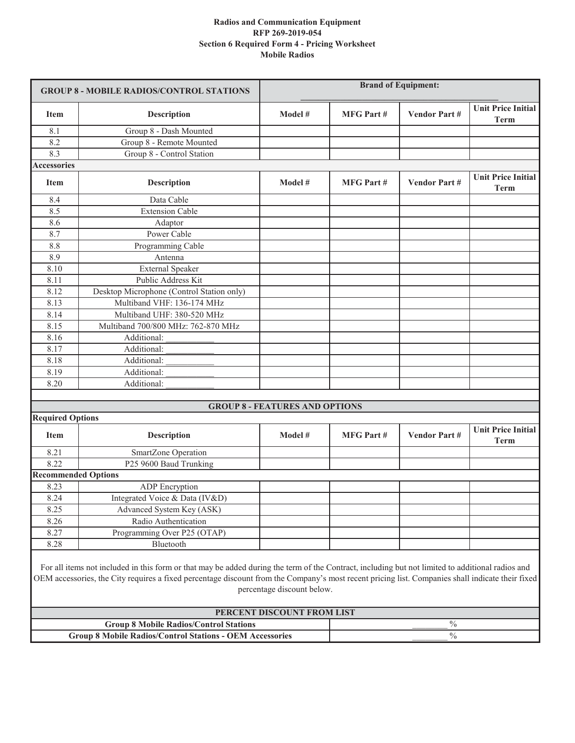**Radios and Communication Equipment**
**RFP 269-2019-054**
**Section 6 Required Form 4 - Pricing Worksheet**
**Mobile Radios**

| **GROUP 8 - MOBILE RADIOS/CONTROL STATIONS** | | **Brand of Equipment:** ________________ | | | |
|---|---|---|---|---|---|
| **Item** | **Description** | **Model #** | **MFG Part #** | **Vendor Part #** | **Unit Price Initial Term** |
| 8.1 | Group 8 - Dash Mounted | | | | |
| 8.2 | Group 8 - Remote Mounted | | | | |
| 8.3 | Group 8 - Control Station | | | | |
| **Accessories** | | | | | |
| **Item** | **Description** | **Model #** | **MFG Part #** | **Vendor Part #** | **Unit Price Initial Term** |
| 8.4 | Data Cable | | | | |
| 8.5 | Extension Cable | | | | |
| 8.6 | Adaptor | | | | |
| 8.7 | Power Cable | | | | |
| 8.8 | Programming Cable | | | | |
| 8.9 | Antenna | | | | |
| 8.10 | External Speaker | | | | |
| 8.11 | Public Address Kit | | | | |
| 8.12 | Desktop Microphone (Control Station only) | | | | |
| 8.13 | Multiband VHF: 136-174 MHz | | | | |
| 8.14 | Multiband UHF: 380-520 MHz | | | | |
| 8.15 | Multiband 700/800 MHz: 762-870 MHz | | | | |
| 8.16 | Additional: __________ | | | | |
| 8.17 | Additional: __________ | | | | |
| 8.18 | Additional: __________ | | | | |
| 8.19 | Additional: __________ | | | | |
| 8.20 | Additional: __________ | | | | |

| **GROUP 8 - FEATURES AND OPTIONS** | | | | | |
|---|---|---|---|---|---|
| **Required Options** | | | | | |
| **Item** | **Description** | **Model #** | **MFG Part #** | **Vendor Part #** | **Unit Price Initial Term** |
| 8.21 | SmartZone Operation | | | | |
| 8.22 | P25 9600 Baud Trunking | | | | |
| **Recommended Options** | | | | | |
| 8.23 | ADP Encryption | | | | |
| 8.24 | Integrated Voice & Data (IV&D) | | | | |
| 8.25 | Advanced System Key (ASK) | | | | |
| 8.26 | Radio Authentication | | | | |
| 8.27 | Programming Over P25 (OTAP) | | | | |
| 8.28 | Bluetooth | | | | |

For all items not included in this form or that may be added during the term of the Contract, including but not limited to additional radios and OEM accessories, the City requires a fixed percentage discount from the Company's most recent pricing list. Companies shall indicate their fixed percentage discount below.

| **PERCENT DISCOUNT FROM LIST** | |
|---|---|
| **Group 8 Mobile Radios/Control Stations** | ________ % |
| **Group 8 Mobile Radios/Control Stations - OEM Accessories** | ________ % |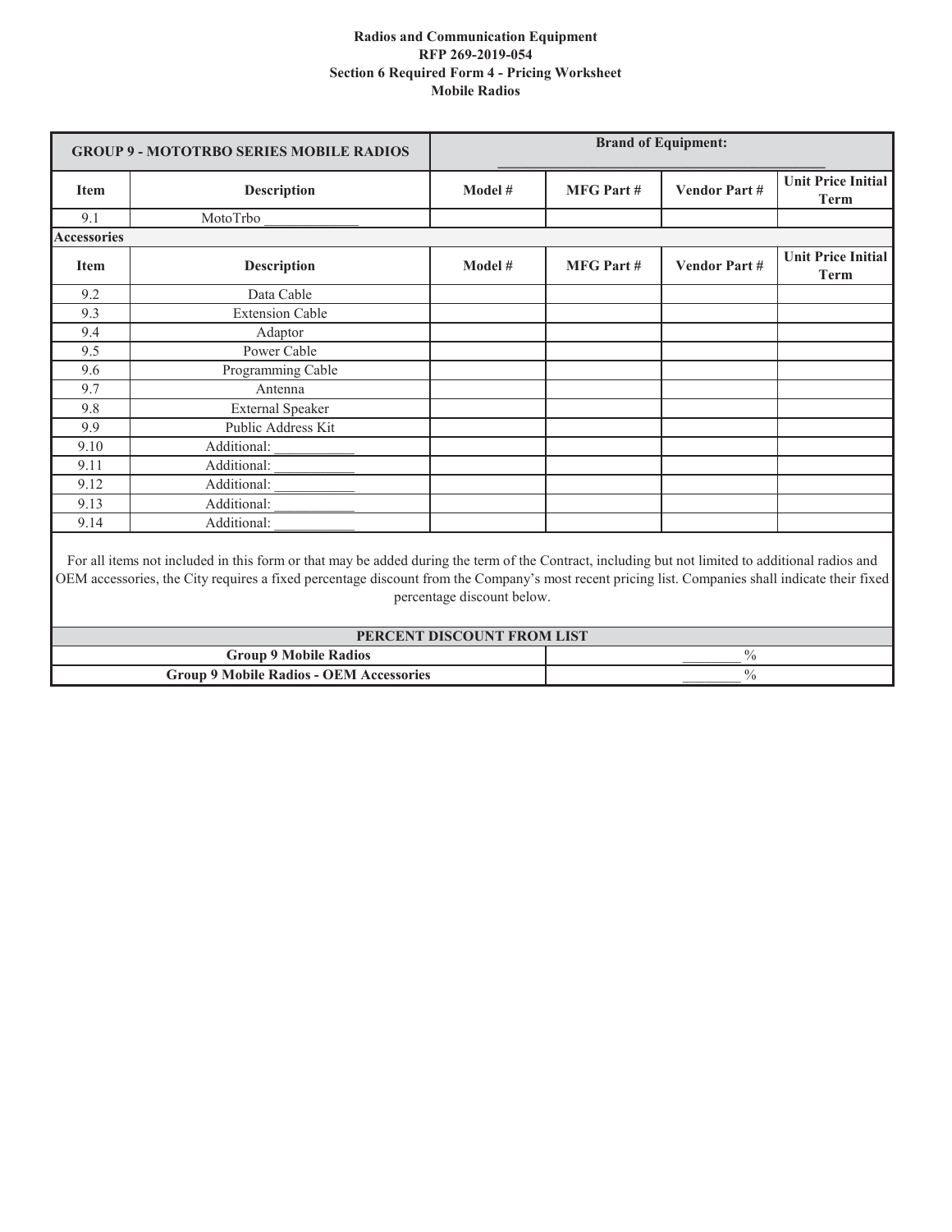**Radios and Communication Equipment**
**RFP 269-2019-054**
**Section 6 Required Form 4 - Pricing Worksheet**
**Mobile Radios**

| GROUP 9 - MOTOTRBO SERIES MOBILE RADIOS | | Brand of Equipment: ___________________________ | | | |
|---|---|---|---|---|---|
| **Item** | **Description** | **Model #** | **MFG Part #** | **Vendor Part #** | **Unit Price Initial Term** |
| 9.1 | MotoTrbo ____________ | | | | |
| **Accessories** | | | | | |
| **Item** | **Description** | **Model #** | **MFG Part #** | **Vendor Part #** | **Unit Price Initial Term** |
| 9.2 | Data Cable | | | | |
| 9.3 | Extension Cable | | | | |
| 9.4 | Adaptor | | | | |
| 9.5 | Power Cable | | | | |
| 9.6 | Programming Cable | | | | |
| 9.7 | Antenna | | | | |
| 9.8 | External Speaker | | | | |
| 9.9 | Public Address Kit | | | | |
| 9.10 | Additional: __________ | | | | |
| 9.11 | Additional: __________ | | | | |
| 9.12 | Additional: __________ | | | | |
| 9.13 | Additional: __________ | | | | |
| 9.14 | Additional: __________ | | | | |

For all items not included in this form or that may be added during the term of the Contract, including but not limited to additional radios and OEM accessories, the City requires a fixed percentage discount from the Company's most recent pricing list. Companies shall indicate their fixed percentage discount below.

| PERCENT DISCOUNT FROM LIST | |
|---|---|
| **Group 9 Mobile Radios** | _______ % |
| **Group 9 Mobile Radios - OEM Accessories** | _______ % |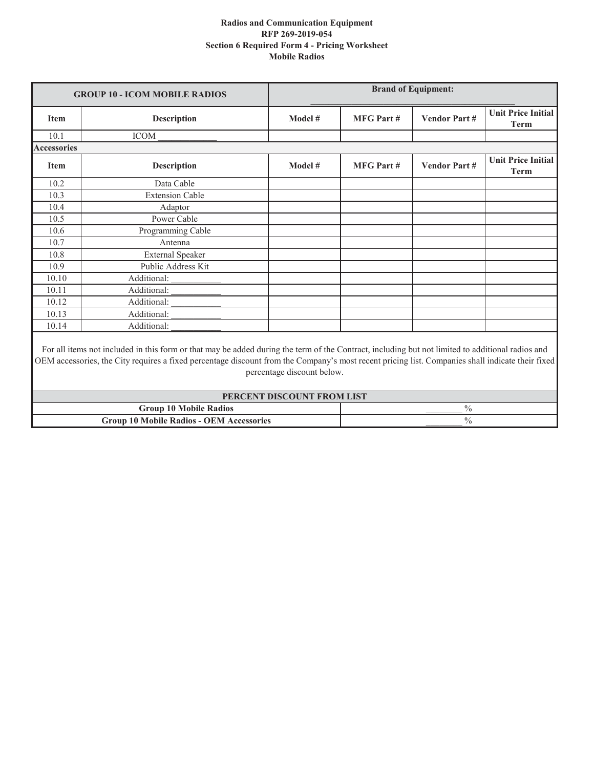**Radios and Communication Equipment**
**RFP 269-2019-054**
**Section 6 Required Form 4 - Pricing Worksheet**
**Mobile Radios**

| GROUP 10 - ICOM MOBILE RADIOS | | Brand of Equipment: ____________________ | | | |
|---|---|---|---|---|---|
| **Item** | **Description** | **Model #** | **MFG Part #** | **Vendor Part #** | **Unit Price Initial Term** |
| 10.1 | ICOM ____________ | | | | |
| **Accessories** | | | | | |
| **Item** | **Description** | **Model #** | **MFG Part #** | **Vendor Part #** | **Unit Price Initial Term** |
| 10.2 | Data Cable | | | | |
| 10.3 | Extension Cable | | | | |
| 10.4 | Adaptor | | | | |
| 10.5 | Power Cable | | | | |
| 10.6 | Programming Cable | | | | |
| 10.7 | Antenna | | | | |
| 10.8 | External Speaker | | | | |
| 10.9 | Public Address Kit | | | | |
| 10.10 | Additional: ___________ | | | | |
| 10.11 | Additional: ___________ | | | | |
| 10.12 | Additional: ___________ | | | | |
| 10.13 | Additional: ___________ | | | | |
| 10.14 | Additional: ___________ | | | | |

For all items not included in this form or that may be added during the term of the Contract, including but not limited to additional radios and OEM accessories, the City requires a fixed percentage discount from the Company's most recent pricing list. Companies shall indicate their fixed percentage discount below.

| PERCENT DISCOUNT FROM LIST | |
|---|---|
| **Group 10 Mobile Radios** | ________ % |
| **Group 10 Mobile Radios - OEM Accessories** | ________ % |